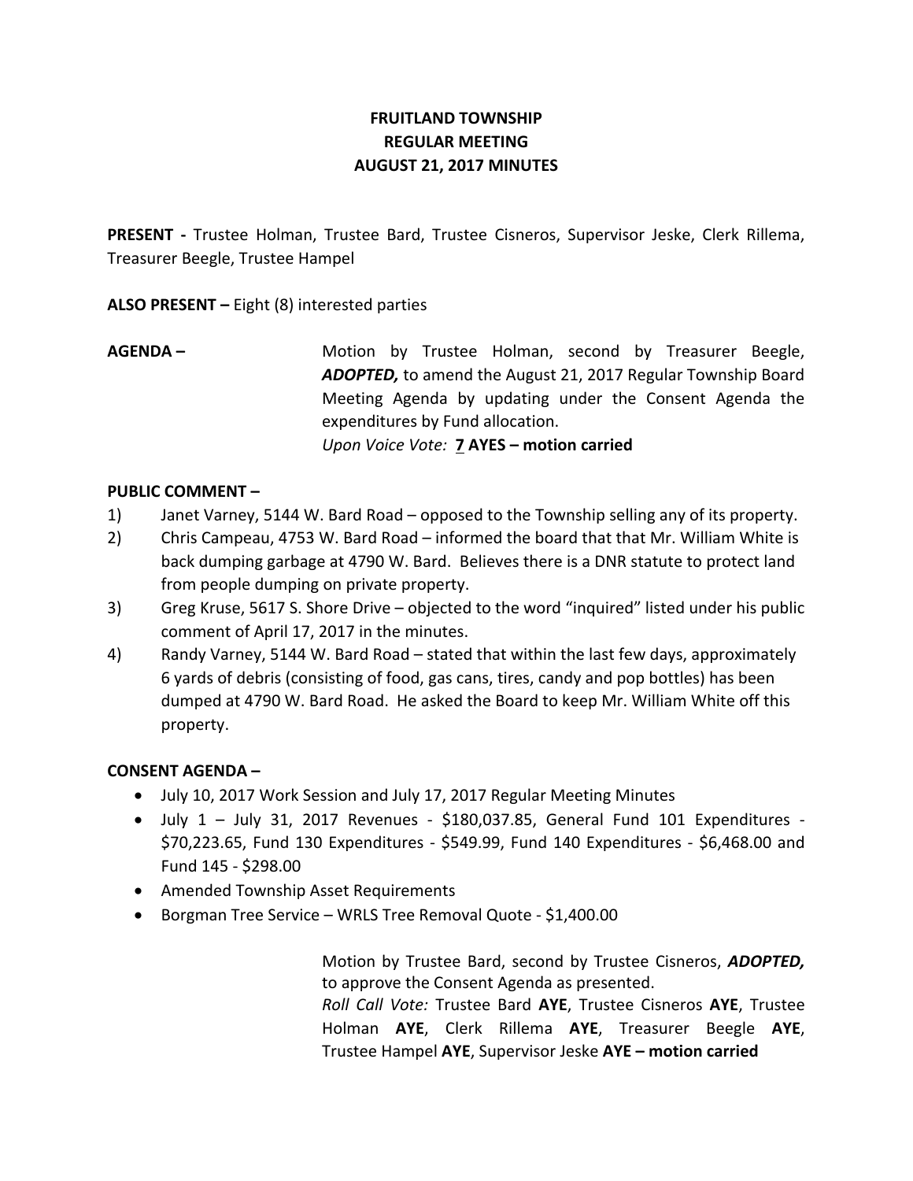**FRUITLAND TOWNSHIP**
**REGULAR MEETING**
**AUGUST 21, 2017 MINUTES**

**PRESENT -** Trustee Holman, Trustee Bard, Trustee Cisneros, Supervisor Jeske, Clerk Rillema, Treasurer Beegle, Trustee Hampel

**ALSO PRESENT –** Eight (8) interested parties

**AGENDA –** Motion by Trustee Holman, second by Treasurer Beegle, ***ADOPTED,*** to amend the August 21, 2017 Regular Township Board Meeting Agenda by updating under the Consent Agenda the expenditures by Fund allocation.
*Upon Voice Vote:* **7 AYES – motion carried**

**PUBLIC COMMENT –**

1) Janet Varney, 5144 W. Bard Road – opposed to the Township selling any of its property.
2) Chris Campeau, 4753 W. Bard Road – informed the board that that Mr. William White is back dumping garbage at 4790 W. Bard. Believes there is a DNR statute to protect land from people dumping on private property.
3) Greg Kruse, 5617 S. Shore Drive – objected to the word "inquired" listed under his public comment of April 17, 2017 in the minutes.
4) Randy Varney, 5144 W. Bard Road – stated that within the last few days, approximately 6 yards of debris (consisting of food, gas cans, tires, candy and pop bottles) has been dumped at 4790 W. Bard Road. He asked the Board to keep Mr. William White off this property.

**CONSENT AGENDA –**

- July 10, 2017 Work Session and July 17, 2017 Regular Meeting Minutes
- July 1 – July 31, 2017 Revenues - $180,037.85, General Fund 101 Expenditures - $70,223.65, Fund 130 Expenditures - $549.99, Fund 140 Expenditures - $6,468.00 and Fund 145 - $298.00
- Amended Township Asset Requirements
- Borgman Tree Service – WRLS Tree Removal Quote - $1,400.00

Motion by Trustee Bard, second by Trustee Cisneros, ***ADOPTED,*** to approve the Consent Agenda as presented.
*Roll Call Vote:* Trustee Bard **AYE**, Trustee Cisneros **AYE**, Trustee Holman **AYE**, Clerk Rillema **AYE**, Treasurer Beegle **AYE**, Trustee Hampel **AYE**, Supervisor Jeske **AYE – motion carried**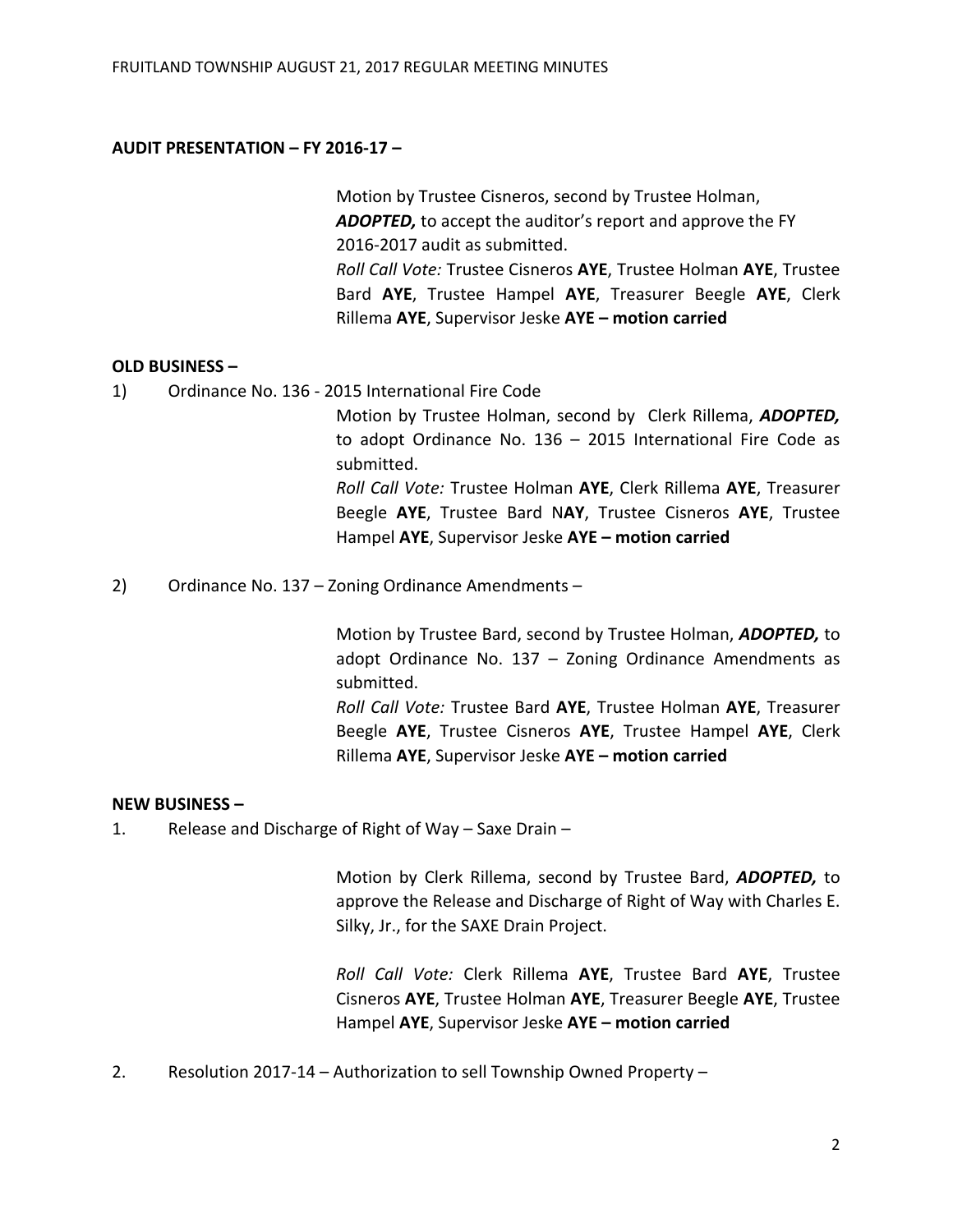**AUDIT PRESENTATION – FY 2016-17 –**

Motion by Trustee Cisneros, second by Trustee Holman, ***ADOPTED,*** to accept the auditor's report and approve the FY 2016-2017 audit as submitted.
*Roll Call Vote:* Trustee Cisneros **AYE**, Trustee Holman **AYE**, Trustee Bard **AYE**, Trustee Hampel **AYE**, Treasurer Beegle **AYE**, Clerk Rillema **AYE**, Supervisor Jeske **AYE – motion carried**

**OLD BUSINESS –**

1) Ordinance No. 136 - 2015 International Fire Code

Motion by Trustee Holman, second by Clerk Rillema, ***ADOPTED,*** to adopt Ordinance No. 136 – 2015 International Fire Code as submitted.
*Roll Call Vote:* Trustee Holman **AYE**, Clerk Rillema **AYE**, Treasurer Beegle **AYE**, Trustee Bard N**AY**, Trustee Cisneros **AYE**, Trustee Hampel **AYE**, Supervisor Jeske **AYE – motion carried**

2) Ordinance No. 137 – Zoning Ordinance Amendments –

Motion by Trustee Bard, second by Trustee Holman, ***ADOPTED,*** to adopt Ordinance No. 137 – Zoning Ordinance Amendments as submitted.
*Roll Call Vote:* Trustee Bard **AYE**, Trustee Holman **AYE**, Treasurer Beegle **AYE**, Trustee Cisneros **AYE**, Trustee Hampel **AYE**, Clerk Rillema **AYE**, Supervisor Jeske **AYE – motion carried**

**NEW BUSINESS –**

1. Release and Discharge of Right of Way – Saxe Drain –

Motion by Clerk Rillema, second by Trustee Bard, ***ADOPTED,*** to approve the Release and Discharge of Right of Way with Charles E. Silky, Jr., for the SAXE Drain Project.

*Roll Call Vote:* Clerk Rillema **AYE**, Trustee Bard **AYE**, Trustee Cisneros **AYE**, Trustee Holman **AYE**, Treasurer Beegle **AYE**, Trustee Hampel **AYE**, Supervisor Jeske **AYE – motion carried**

2. Resolution 2017-14 – Authorization to sell Township Owned Property –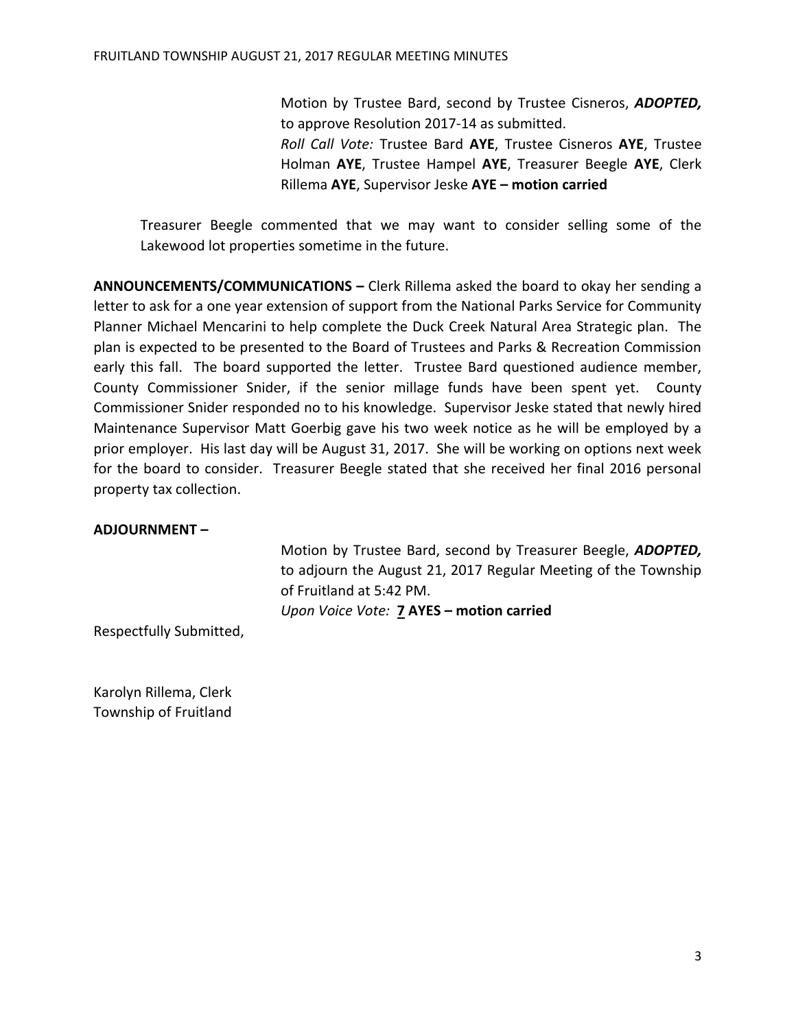Motion by Trustee Bard, second by Trustee Cisneros, ***ADOPTED,*** to approve Resolution 2017-14 as submitted.
*Roll Call Vote:* Trustee Bard **AYE**, Trustee Cisneros **AYE**, Trustee Holman **AYE**, Trustee Hampel **AYE**, Treasurer Beegle **AYE**, Clerk Rillema **AYE**, Supervisor Jeske **AYE – motion carried**

Treasurer Beegle commented that we may want to consider selling some of the Lakewood lot properties sometime in the future.

**ANNOUNCEMENTS/COMMUNICATIONS –** Clerk Rillema asked the board to okay her sending a letter to ask for a one year extension of support from the National Parks Service for Community Planner Michael Mencarini to help complete the Duck Creek Natural Area Strategic plan. The plan is expected to be presented to the Board of Trustees and Parks & Recreation Commission early this fall. The board supported the letter. Trustee Bard questioned audience member, County Commissioner Snider, if the senior millage funds have been spent yet. County Commissioner Snider responded no to his knowledge. Supervisor Jeske stated that newly hired Maintenance Supervisor Matt Goerbig gave his two week notice as he will be employed by a prior employer. His last day will be August 31, 2017. She will be working on options next week for the board to consider. Treasurer Beegle stated that she received her final 2016 personal property tax collection.

**ADJOURNMENT –**

Motion by Trustee Bard, second by Treasurer Beegle, ***ADOPTED,*** to adjourn the August 21, 2017 Regular Meeting of the Township of Fruitland at 5:42 PM.
*Upon Voice Vote:* **7 AYES – motion carried**

Respectfully Submitted,

Karolyn Rillema, Clerk
Township of Fruitland